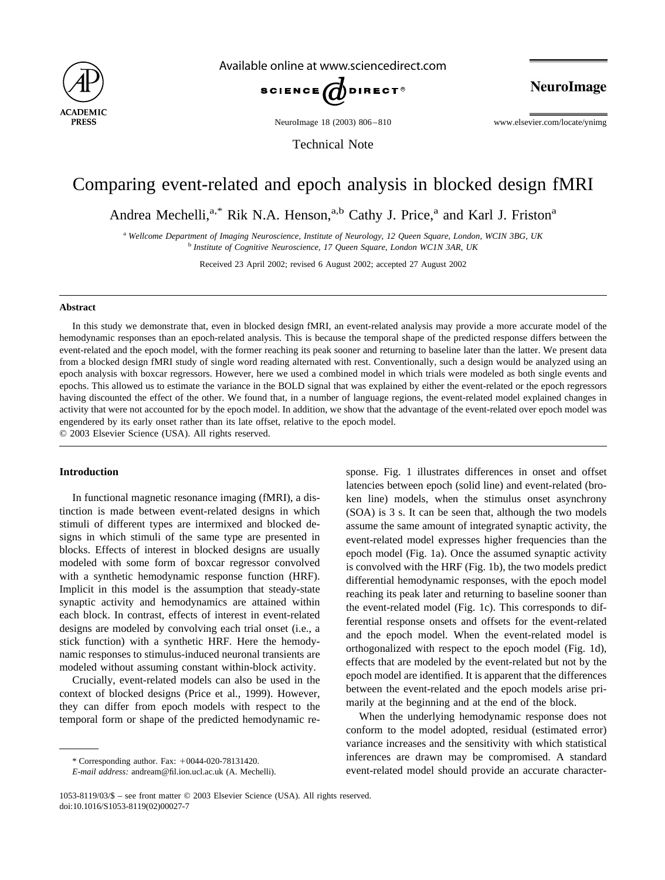Technical Note

# Comparing event-related and epoch analysis in blocked design fMRI

Andrea Mechelli,[a,*] Rik N.A. Henson,[a,b] Cathy J. Price,[a] and Karl J. Friston[a]

[a] *Wellcome Department of Imaging Neuroscience, Institute of Neurology, 12 Queen Square, London, WCIN 3BG, UK*
[b] *Institute of Cognitive Neuroscience, 17 Queen Square, London WC1N 3AR, UK*

Received 23 April 2002; revised 6 August 2002; accepted 27 August 2002

## Abstract

In this study we demonstrate that, even in blocked design fMRI, an event-related analysis may provide a more accurate model of the hemodynamic responses than an epoch-related analysis. This is because the temporal shape of the predicted response differs between the event-related and the epoch model, with the former reaching its peak sooner and returning to baseline later than the latter. We present data from a blocked design fMRI study of single word reading alternated with rest. Conventionally, such a design would be analyzed using an epoch analysis with boxcar regressors. However, here we used a combined model in which trials were modeled as both single events and epochs. This allowed us to estimate the variance in the BOLD signal that was explained by either the event-related or the epoch regressors having discounted the effect of the other. We found that, in a number of language regions, the event-related model explained changes in activity that were not accounted for by the epoch model. In addition, we show that the advantage of the event-related over epoch model was engendered by its early onset rather than its late offset, relative to the epoch model.
© 2003 Elsevier Science (USA). All rights reserved.

## Introduction

In functional magnetic resonance imaging (fMRI), a distinction is made between event-related designs in which stimuli of different types are intermixed and blocked designs in which stimuli of the same type are presented in blocks. Effects of interest in blocked designs are usually modeled with some form of boxcar regressor convolved with a synthetic hemodynamic response function (HRF). Implicit in this model is the assumption that steady-state synaptic activity and hemodynamics are attained within each block. In contrast, effects of interest in event-related designs are modeled by convolving each trial onset (i.e., a stick function) with a synthetic HRF. Here the hemodynamic responses to stimulus-induced neuronal transients are modeled without assuming constant within-block activity.

Crucially, event-related models can also be used in the context of blocked designs (Price et al., 1999). However, they can differ from epoch models with respect to the temporal form or shape of the predicted hemodynamic response. Fig. 1 illustrates differences in onset and offset latencies between epoch (solid line) and event-related (broken line) models, when the stimulus onset asynchrony (SOA) is 3 s. It can be seen that, although the two models assume the same amount of integrated synaptic activity, the event-related model expresses higher frequencies than the epoch model (Fig. 1a). Once the assumed synaptic activity is convolved with the HRF (Fig. 1b), the two models predict differential hemodynamic responses, with the epoch model reaching its peak later and returning to baseline sooner than the event-related model (Fig. 1c). This corresponds to differential response onsets and offsets for the event-related and the epoch model. When the event-related model is orthogonalized with respect to the epoch model (Fig. 1d), effects that are modeled by the event-related but not by the epoch model are identified. It is apparent that the differences between the event-related and the epoch models arise primarily at the beginning and at the end of the block.

When the underlying hemodynamic response does not conform to the model adopted, residual (estimated error) variance increases and the sensitivity with which statistical inferences are drawn may be compromised. A standard event-related model should provide an accurate character-

\* Corresponding author. Fax: +0044-020-78131420.
*E-mail address:* andream@fil.ion.ucl.ac.uk (A. Mechelli).

1053-8119/03/$ – see front matter © 2003 Elsevier Science (USA). All rights reserved.
doi:10.1016/S1053-8119(02)00027-7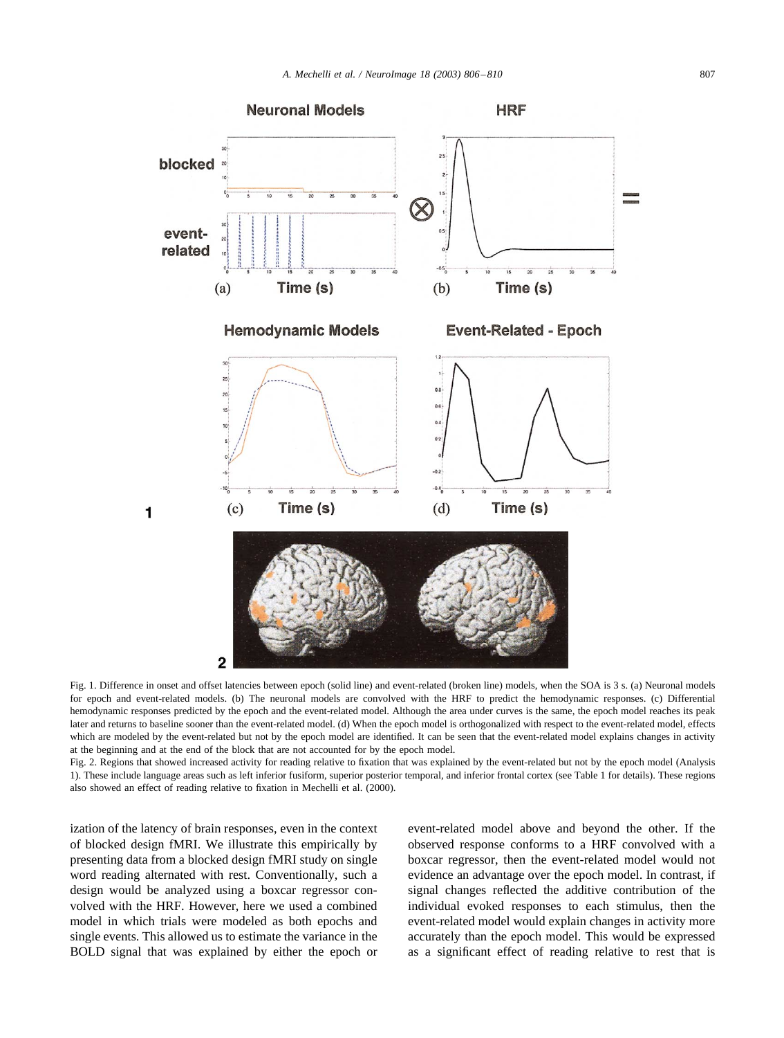Neuronal Models

HRF

blocked

event-related

(a) Time (s)

(b) Time (s)

Hemodynamic Models

Event-Related - Epoch

(c) Time (s)

(d) Time (s)

1

2

Fig. 1. Difference in onset and offset latencies between epoch (solid line) and event-related (broken line) models, when the SOA is 3 s. (a) Neuronal models for epoch and event-related models. (b) The neuronal models are convolved with the HRF to predict the hemodynamic responses. (c) Differential hemodynamic responses predicted by the epoch and the event-related model. Although the area under curves is the same, the epoch model reaches its peak later and returns to baseline sooner than the event-related model. (d) When the epoch model is orthogonalized with respect to the event-related model, effects which are modeled by the event-related but not by the epoch model are identified. It can be seen that the event-related model explains changes in activity at the beginning and at the end of the block that are not accounted for by the epoch model.

Fig. 2. Regions that showed increased activity for reading relative to fixation that was explained by the event-related but not by the epoch model (Analysis 1). These include language areas such as left inferior fusiform, superior posterior temporal, and inferior frontal cortex (see Table 1 for details). These regions also showed an effect of reading relative to fixation in Mechelli et al. (2000).

ization of the latency of brain responses, even in the context of blocked design fMRI. We illustrate this empirically by presenting data from a blocked design fMRI study on single word reading alternated with rest. Conventionally, such a design would be analyzed using a boxcar regressor convolved with the HRF. However, here we used a combined model in which trials were modeled as both epochs and single events. This allowed us to estimate the variance in the BOLD signal that was explained by either the epoch or event-related model above and beyond the other. If the observed response conforms to a HRF convolved with a boxcar regressor, then the event-related model would not evidence an advantage over the epoch model. In contrast, if signal changes reflected the additive contribution of the individual evoked responses to each stimulus, then the event-related model would explain changes in activity more accurately than the epoch model. This would be expressed as a significant effect of reading relative to rest that is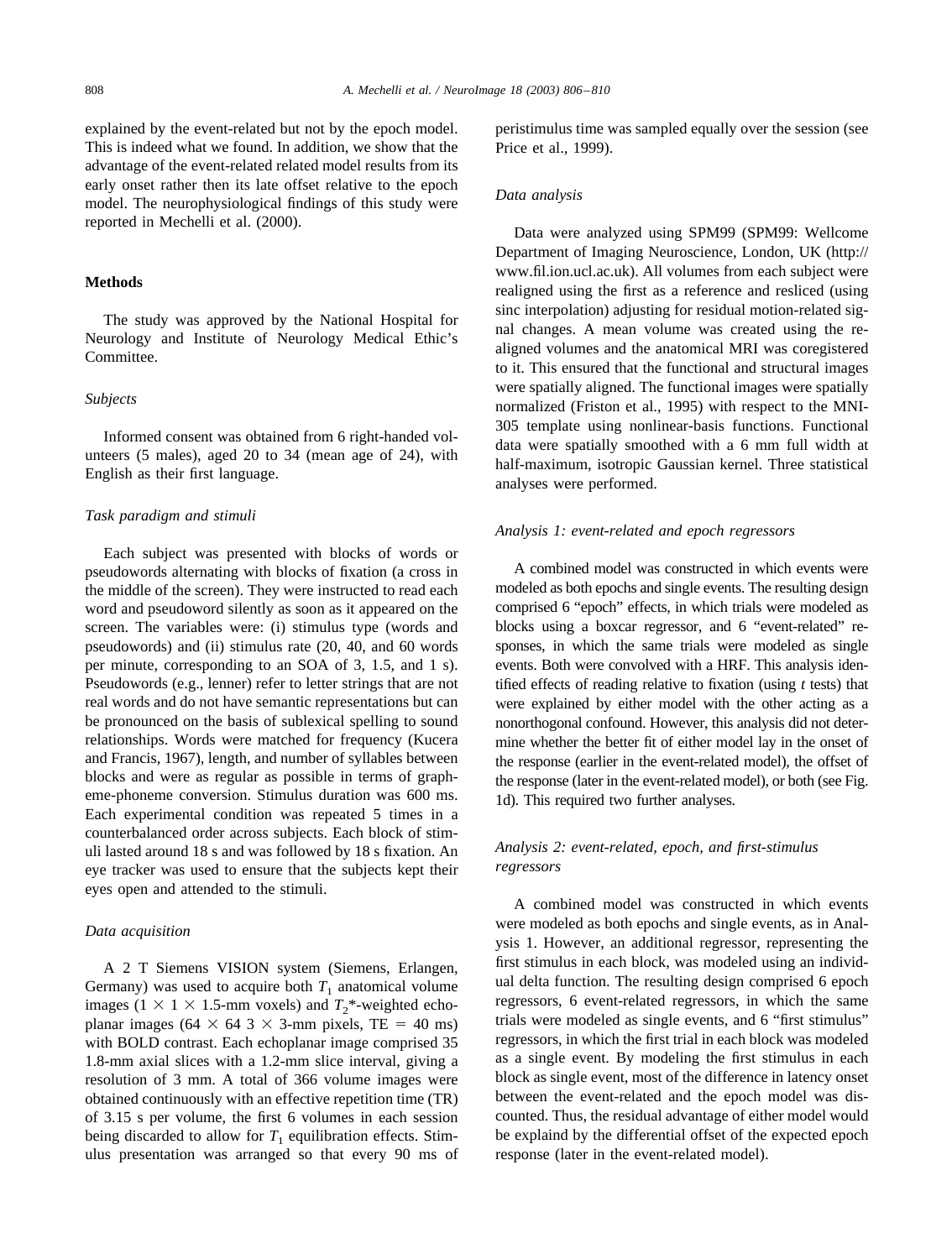explained by the event-related but not by the epoch model. This is indeed what we found. In addition, we show that the advantage of the event-related related model results from its early onset rather then its late offset relative to the epoch model. The neurophysiological findings of this study were reported in Mechelli et al. (2000).

## Methods

The study was approved by the National Hospital for Neurology and Institute of Neurology Medical Ethic's Committee.

### *Subjects*

Informed consent was obtained from 6 right-handed volunteers (5 males), aged 20 to 34 (mean age of 24), with English as their first language.

### *Task paradigm and stimuli*

Each subject was presented with blocks of words or pseudowords alternating with blocks of fixation (a cross in the middle of the screen). They were instructed to read each word and pseudoword silently as soon as it appeared on the screen. The variables were: (i) stimulus type (words and pseudowords) and (ii) stimulus rate (20, 40, and 60 words per minute, corresponding to an SOA of 3, 1.5, and 1 s). Pseudowords (e.g., lenner) refer to letter strings that are not real words and do not have semantic representations but can be pronounced on the basis of sublexical spelling to sound relationships. Words were matched for frequency (Kucera and Francis, 1967), length, and number of syllables between blocks and were as regular as possible in terms of grapheme-phoneme conversion. Stimulus duration was 600 ms. Each experimental condition was repeated 5 times in a counterbalanced order across subjects. Each block of stimuli lasted around 18 s and was followed by 18 s fixation. An eye tracker was used to ensure that the subjects kept their eyes open and attended to the stimuli.

### *Data acquisition*

A 2 T Siemens VISION system (Siemens, Erlangen, Germany) was used to acquire both $T_1$ anatomical volume images ($1 \times 1 \times 1.5$-mm voxels) and $T_2$*-weighted echoplanar images ($64 \times 64$ $3 \times 3$-mm pixels, TE = 40 ms) with BOLD contrast. Each echoplanar image comprised 35 1.8-mm axial slices with a 1.2-mm slice interval, giving a resolution of 3 mm. A total of 366 volume images were obtained continuously with an effective repetition time (TR) of 3.15 s per volume, the first 6 volumes in each session being discarded to allow for $T_1$ equilibration effects. Stimulus presentation was arranged so that every 90 ms of peristimulus time was sampled equally over the session (see Price et al., 1999).

### *Data analysis*

Data were analyzed using SPM99 (SPM99: Wellcome Department of Imaging Neuroscience, London, UK (http://www.fil.ion.ucl.ac.uk). All volumes from each subject were realigned using the first as a reference and resliced (using sinc interpolation) adjusting for residual motion-related signal changes. A mean volume was created using the realigned volumes and the anatomical MRI was coregistered to it. This ensured that the functional and structural images were spatially aligned. The functional images were spatially normalized (Friston et al., 1995) with respect to the MNI-305 template using nonlinear-basis functions. Functional data were spatially smoothed with a 6 mm full width at half-maximum, isotropic Gaussian kernel. Three statistical analyses were performed.

### *Analysis 1: event-related and epoch regressors*

A combined model was constructed in which events were modeled as both epochs and single events. The resulting design comprised 6 "epoch" effects, in which trials were modeled as blocks using a boxcar regressor, and 6 "event-related" responses, in which the same trials were modeled as single events. Both were convolved with a HRF. This analysis identified effects of reading relative to fixation (using *t* tests) that were explained by either model with the other acting as a nonorthogonal confound. However, this analysis did not determine whether the better fit of either model lay in the onset of the response (earlier in the event-related model), the offset of the response (later in the event-related model), or both (see Fig. 1d). This required two further analyses.

### *Analysis 2: event-related, epoch, and first-stimulus regressors*

A combined model was constructed in which events were modeled as both epochs and single events, as in Analysis 1. However, an additional regressor, representing the first stimulus in each block, was modeled using an individual delta function. The resulting design comprised 6 epoch regressors, 6 event-related regressors, in which the same trials were modeled as single events, and 6 "first stimulus" regressors, in which the first trial in each block was modeled as a single event. By modeling the first stimulus in each block as single event, most of the difference in latency onset between the event-related and the epoch model was discounted. Thus, the residual advantage of either model would be explaind by the differential offset of the expected epoch response (later in the event-related model).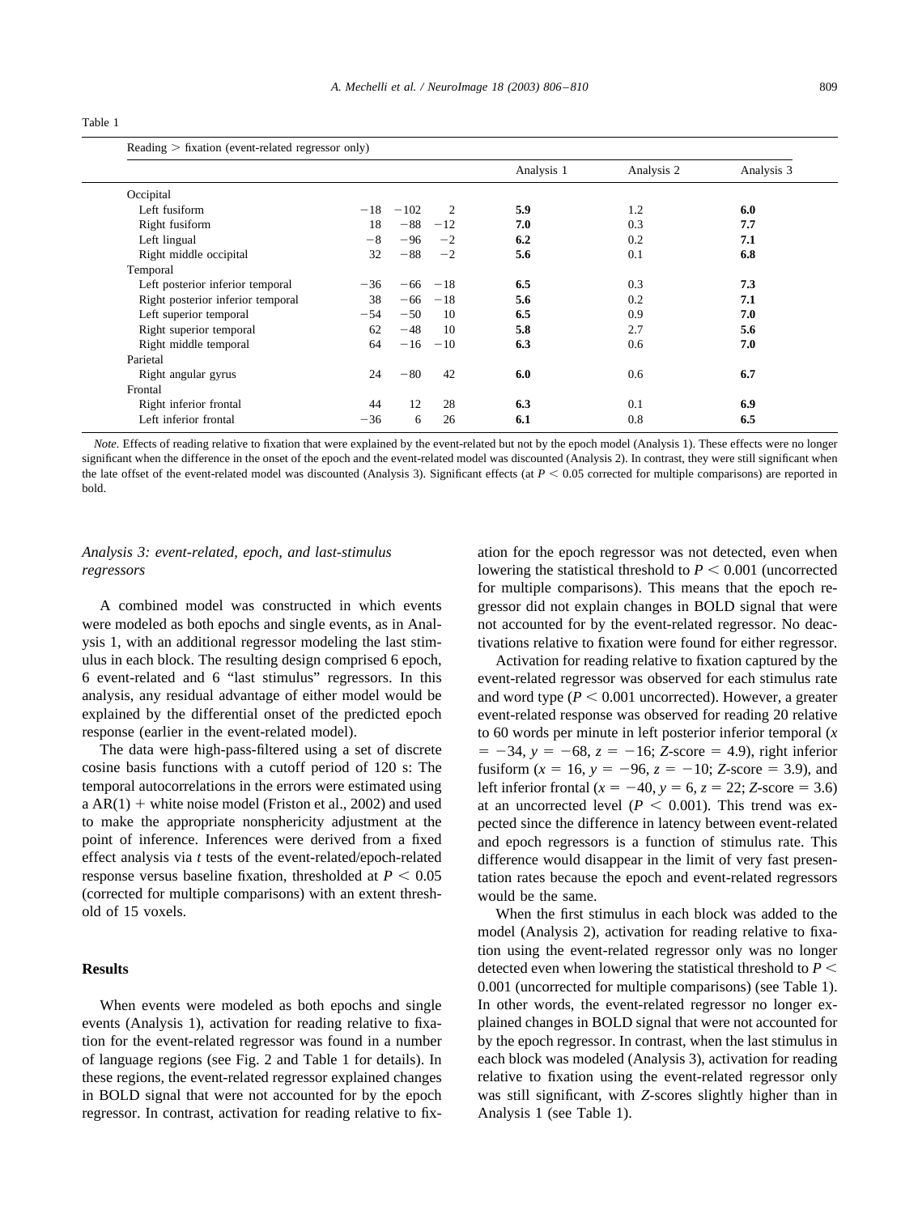Table 1

| Reading > fixation (event-related regressor only) | | | | Analysis 1 | Analysis 2 | Analysis 3 |
|---|---|---|---|---|---|---|
| Occipital | | | | | | |
| Left fusiform | −18 | −102 | 2 | **5.9** | 1.2 | **6.0** |
| Right fusiform | 18 | −88 | −12 | **7.0** | 0.3 | **7.7** |
| Left lingual | −8 | −96 | −2 | **6.2** | 0.2 | **7.1** |
| Right middle occipital | 32 | −88 | −2 | **5.6** | 0.1 | **6.8** |
| Temporal | | | | | | |
| Left posterior inferior temporal | −36 | −66 | −18 | **6.5** | 0.3 | **7.3** |
| Right posterior inferior temporal | 38 | −66 | −18 | **5.6** | 0.2 | **7.1** |
| Left superior temporal | −54 | −50 | 10 | **6.5** | 0.9 | **7.0** |
| Right superior temporal | 62 | −48 | 10 | **5.8** | 2.7 | **5.6** |
| Right middle temporal | 64 | −16 | −10 | **6.3** | 0.6 | **7.0** |
| Parietal | | | | | | |
| Right angular gyrus | 24 | −80 | 42 | **6.0** | 0.6 | **6.7** |
| Frontal | | | | | | |
| Right inferior frontal | 44 | 12 | 28 | **6.3** | 0.1 | **6.9** |
| Left inferior frontal | −36 | 6 | 26 | **6.1** | 0.8 | **6.5** |

*Note.* Effects of reading relative to fixation that were explained by the event-related but not by the epoch model (Analysis 1). These effects were no longer significant when the difference in the onset of the epoch and the event-related model was discounted (Analysis 2). In contrast, they were still significant when the late offset of the event-related model was discounted (Analysis 3). Significant effects (at $P < 0.05$ corrected for multiple comparisons) are reported in bold.

### *Analysis 3: event-related, epoch, and last-stimulus regressors*

A combined model was constructed in which events were modeled as both epochs and single events, as in Analysis 1, with an additional regressor modeling the last stimulus in each block. The resulting design comprised 6 epoch, 6 event-related and 6 "last stimulus" regressors. In this analysis, any residual advantage of either model would be explained by the differential onset of the predicted epoch response (earlier in the event-related model).

The data were high-pass-filtered using a set of discrete cosine basis functions with a cutoff period of 120 s: The temporal autocorrelations in the errors were estimated using a AR(1) + white noise model (Friston et al., 2002) and used to make the appropriate nonsphericity adjustment at the point of inference. Inferences were derived from a fixed effect analysis via *t* tests of the event-related/epoch-related response versus baseline fixation, thresholded at $P < 0.05$ (corrected for multiple comparisons) with an extent threshold of 15 voxels.

## Results

When events were modeled as both epochs and single events (Analysis 1), activation for reading relative to fixation for the event-related regressor was found in a number of language regions (see Fig. 2 and Table 1 for details). In these regions, the event-related regressor explained changes in BOLD signal that were not accounted for by the epoch regressor. In contrast, activation for reading relative to fixation for the epoch regressor was not detected, even when lowering the statistical threshold to $P < 0.001$ (uncorrected for multiple comparisons). This means that the epoch regressor did not explain changes in BOLD signal that were not accounted for by the event-related regressor. No deactivations relative to fixation were found for either regressor.

Activation for reading relative to fixation captured by the event-related regressor was observed for each stimulus rate and word type ($P < 0.001$ uncorrected). However, a greater event-related response was observed for reading 20 relative to 60 words per minute in left posterior inferior temporal ($x = -34$, $y = -68$, $z = -16$; *Z*-score = 4.9), right inferior fusiform ($x = 16$, $y = -96$, $z = -10$; *Z*-score = 3.9), and left inferior frontal ($x = -40$, $y = 6$, $z = 22$; *Z*-score = 3.6) at an uncorrected level ($P < 0.001$). This trend was expected since the difference in latency between event-related and epoch regressors is a function of stimulus rate. This difference would disappear in the limit of very fast presentation rates because the epoch and event-related regressors would be the same.

When the first stimulus in each block was added to the model (Analysis 2), activation for reading relative to fixation using the event-related regressor only was no longer detected even when lowering the statistical threshold to $P < 0.001$ (uncorrected for multiple comparisons) (see Table 1). In other words, the event-related regressor no longer explained changes in BOLD signal that were not accounted for by the epoch regressor. In contrast, when the last stimulus in each block was modeled (Analysis 3), activation for reading relative to fixation using the event-related regressor only was still significant, with *Z*-scores slightly higher than in Analysis 1 (see Table 1).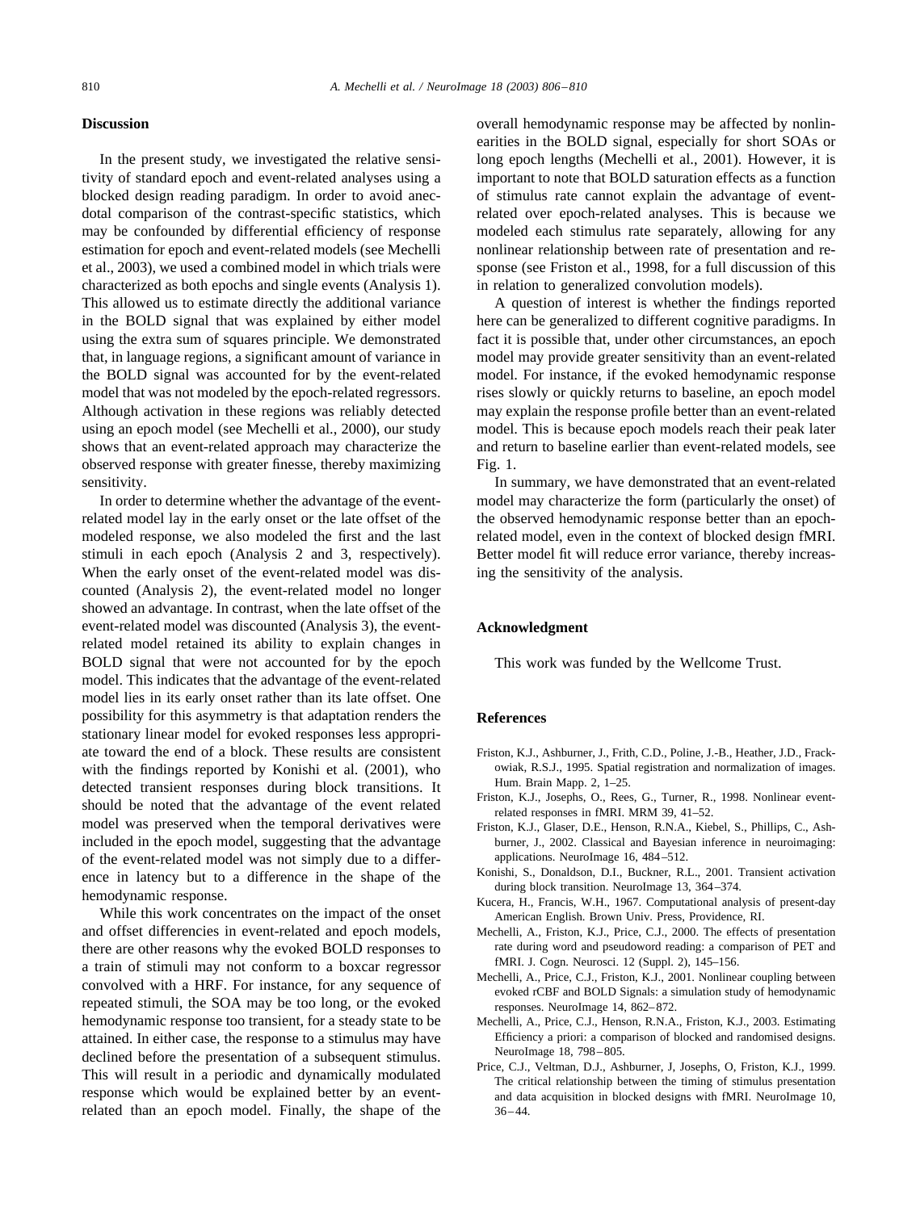## Discussion

In the present study, we investigated the relative sensitivity of standard epoch and event-related analyses using a blocked design reading paradigm. In order to avoid anecdotal comparison of the contrast-specific statistics, which may be confounded by differential efficiency of response estimation for epoch and event-related models (see Mechelli et al., 2003), we used a combined model in which trials were characterized as both epochs and single events (Analysis 1). This allowed us to estimate directly the additional variance in the BOLD signal that was explained by either model using the extra sum of squares principle. We demonstrated that, in language regions, a significant amount of variance in the BOLD signal was accounted for by the event-related model that was not modeled by the epoch-related regressors. Although activation in these regions was reliably detected using an epoch model (see Mechelli et al., 2000), our study shows that an event-related approach may characterize the observed response with greater finesse, thereby maximizing sensitivity.

In order to determine whether the advantage of the event-related model lay in the early onset or the late offset of the modeled response, we also modeled the first and the last stimuli in each epoch (Analysis 2 and 3, respectively). When the early onset of the event-related model was discounted (Analysis 2), the event-related model no longer showed an advantage. In contrast, when the late offset of the event-related model was discounted (Analysis 3), the event-related model retained its ability to explain changes in BOLD signal that were not accounted for by the epoch model. This indicates that the advantage of the event-related model lies in its early onset rather than its late offset. One possibility for this asymmetry is that adaptation renders the stationary linear model for evoked responses less appropriate toward the end of a block. These results are consistent with the findings reported by Konishi et al. (2001), who detected transient responses during block transitions. It should be noted that the advantage of the event related model was preserved when the temporal derivatives were included in the epoch model, suggesting that the advantage of the event-related model was not simply due to a difference in latency but to a difference in the shape of the hemodynamic response.

While this work concentrates on the impact of the onset and offset differencies in event-related and epoch models, there are other reasons why the evoked BOLD responses to a train of stimuli may not conform to a boxcar regressor convolved with a HRF. For instance, for any sequence of repeated stimuli, the SOA may be too long, or the evoked hemodynamic response too transient, for a steady state to be attained. In either case, the response to a stimulus may have declined before the presentation of a subsequent stimulus. This will result in a periodic and dynamically modulated response which would be explained better by an event-related than an epoch model. Finally, the shape of the overall hemodynamic response may be affected by nonlinearities in the BOLD signal, especially for short SOAs or long epoch lengths (Mechelli et al., 2001). However, it is important to note that BOLD saturation effects as a function of stimulus rate cannot explain the advantage of event-related over epoch-related analyses. This is because we modeled each stimulus rate separately, allowing for any nonlinear relationship between rate of presentation and response (see Friston et al., 1998, for a full discussion of this in relation to generalized convolution models).

A question of interest is whether the findings reported here can be generalized to different cognitive paradigms. In fact it is possible that, under other circumstances, an epoch model may provide greater sensitivity than an event-related model. For instance, if the evoked hemodynamic response rises slowly or quickly returns to baseline, an epoch model may explain the response profile better than an event-related model. This is because epoch models reach their peak later and return to baseline earlier than event-related models, see Fig. 1.

In summary, we have demonstrated that an event-related model may characterize the form (particularly the onset) of the observed hemodynamic response better than an epoch-related model, even in the context of blocked design fMRI. Better model fit will reduce error variance, thereby increasing the sensitivity of the analysis.

## Acknowledgment

This work was funded by the Wellcome Trust.

## References

Friston, K.J., Ashburner, J., Frith, C.D., Poline, J.-B., Heather, J.D., Frackowiak, R.S.J., 1995. Spatial registration and normalization of images. Hum. Brain Mapp. 2, 1–25.

Friston, K.J., Josephs, O., Rees, G., Turner, R., 1998. Nonlinear event-related responses in fMRI. MRM 39, 41–52.

Friston, K.J., Glaser, D.E., Henson, R.N.A., Kiebel, S., Phillips, C., Ashburner, J., 2002. Classical and Bayesian inference in neuroimaging: applications. NeuroImage 16, 484–512.

Konishi, S., Donaldson, D.I., Buckner, R.L., 2001. Transient activation during block transition. NeuroImage 13, 364–374.

Kucera, H., Francis, W.H., 1967. Computational analysis of present-day American English. Brown Univ. Press, Providence, RI.

Mechelli, A., Friston, K.J., Price, C.J., 2000. The effects of presentation rate during word and pseudoword reading: a comparison of PET and fMRI. J. Cogn. Neurosci. 12 (Suppl. 2), 145–156.

Mechelli, A., Price, C.J., Friston, K.J., 2001. Nonlinear coupling between evoked rCBF and BOLD Signals: a simulation study of hemodynamic responses. NeuroImage 14, 862–872.

Mechelli, A., Price, C.J., Henson, R.N.A., Friston, K.J., 2003. Estimating Efficiency a priori: a comparison of blocked and randomised designs. NeuroImage 18, 798–805.

Price, C.J., Veltman, D.J., Ashburner, J, Josephs, O, Friston, K.J., 1999. The critical relationship between the timing of stimulus presentation and data acquisition in blocked designs with fMRI. NeuroImage 10, 36–44.